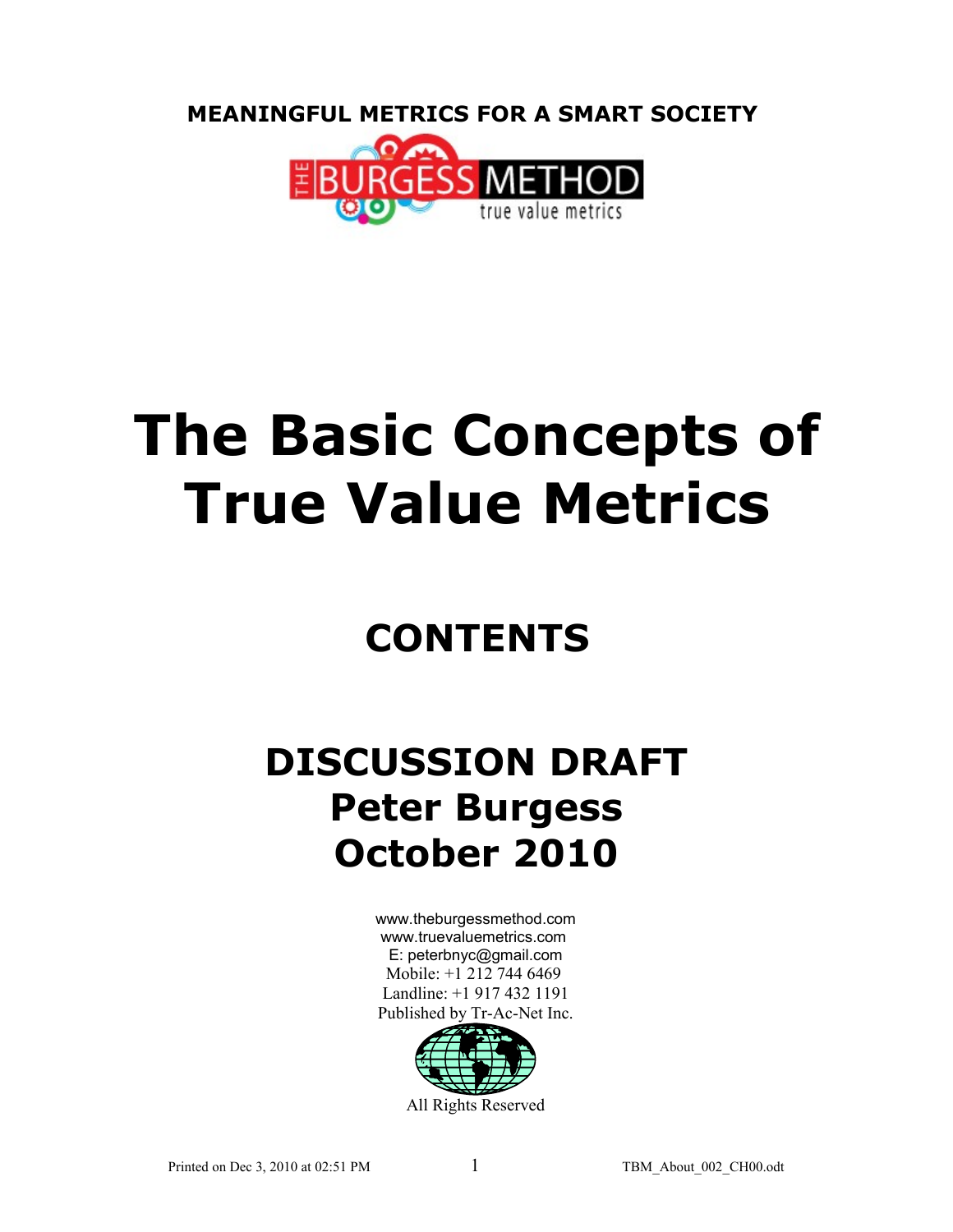**MEANINGFUL METRICS FOR A SMART SOCIETY**

THE BURGESS METHOD
true value metrics

# The Basic Concepts of True Value Metrics

## CONTENTS

## DISCUSSION DRAFT
## Peter Burgess
## October 2010

www.theburgessmethod.com
www.truevaluemetrics.com
E: peterbnyc@gmail.com
Mobile: +1 212 744 6469
Landline: +1 917 432 1191
Published by Tr-Ac-Net Inc.

All Rights Reserved

Printed on Dec 3, 2010 at 02:51 PM TBM_About_002_CH00.odt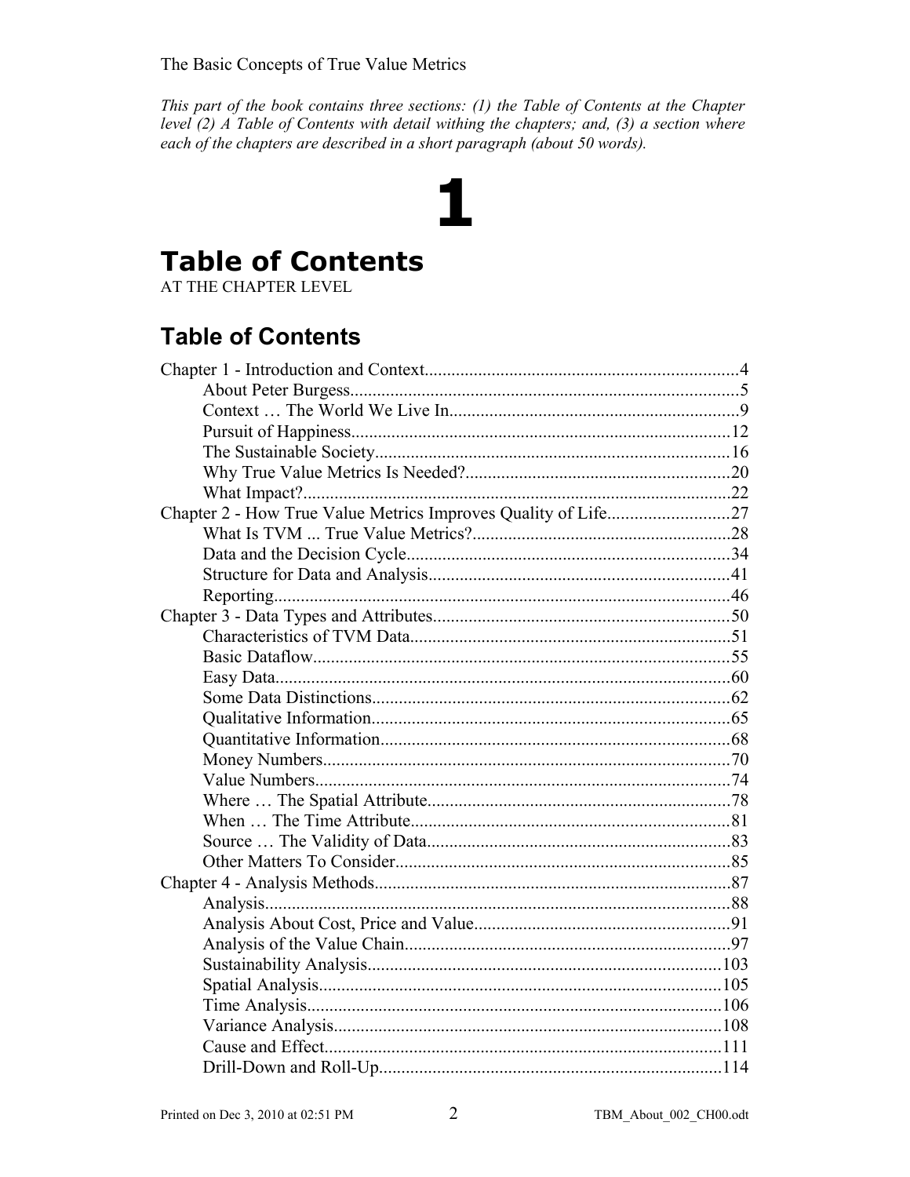*This part of the book contains three sections: (1) the Table of Contents at the Chapter level (2) A Table of Contents with detail withing the chapters; and, (3) a section where each of the chapters are described in a short paragraph (about 50 words).*

# 1

# Table of Contents

AT THE CHAPTER LEVEL

## Table of Contents

Chapter 1 - Introduction and Context......................................................................4
- About Peter Burgess......................................................................................5
- Context … The World We Live In.................................................................9
- Pursuit of Happiness....................................................................................12
- The Sustainable Society...............................................................................16
- Why True Value Metrics Is Needed?...........................................................20
- What Impact?...............................................................................................22

Chapter 2 - How True Value Metrics Improves Quality of Life...........................27
- What Is TVM ... True Value Metrics?..........................................................28
- Data and the Decision Cycle........................................................................34
- Structure for Data and Analysis...................................................................41
- Reporting.....................................................................................................46

Chapter 3 - Data Types and Attributes..................................................................50
- Characteristics of TVM Data.......................................................................51
- Basic Dataflow.............................................................................................55
- Easy Data.....................................................................................................60
- Some Data Distinctions................................................................................62
- Qualitative Information................................................................................65
- Quantitative Information..............................................................................68
- Money Numbers..........................................................................................70
- Value Numbers............................................................................................74
- Where … The Spatial Attribute....................................................................78
- When … The Time Attribute.......................................................................81
- Source … The Validity of Data....................................................................83
- Other Matters To Consider...........................................................................85

Chapter 4 - Analysis Methods...............................................................................87
- Analysis.......................................................................................................88
- Analysis About Cost, Price and Value.........................................................91
- Analysis of the Value Chain........................................................................97
- Sustainability Analysis...............................................................................103
- Spatial Analysis..........................................................................................105
- Time Analysis.............................................................................................106
- Variance Analysis.......................................................................................108
- Cause and Effect.........................................................................................111
- Drill-Down and Roll-Up.............................................................................114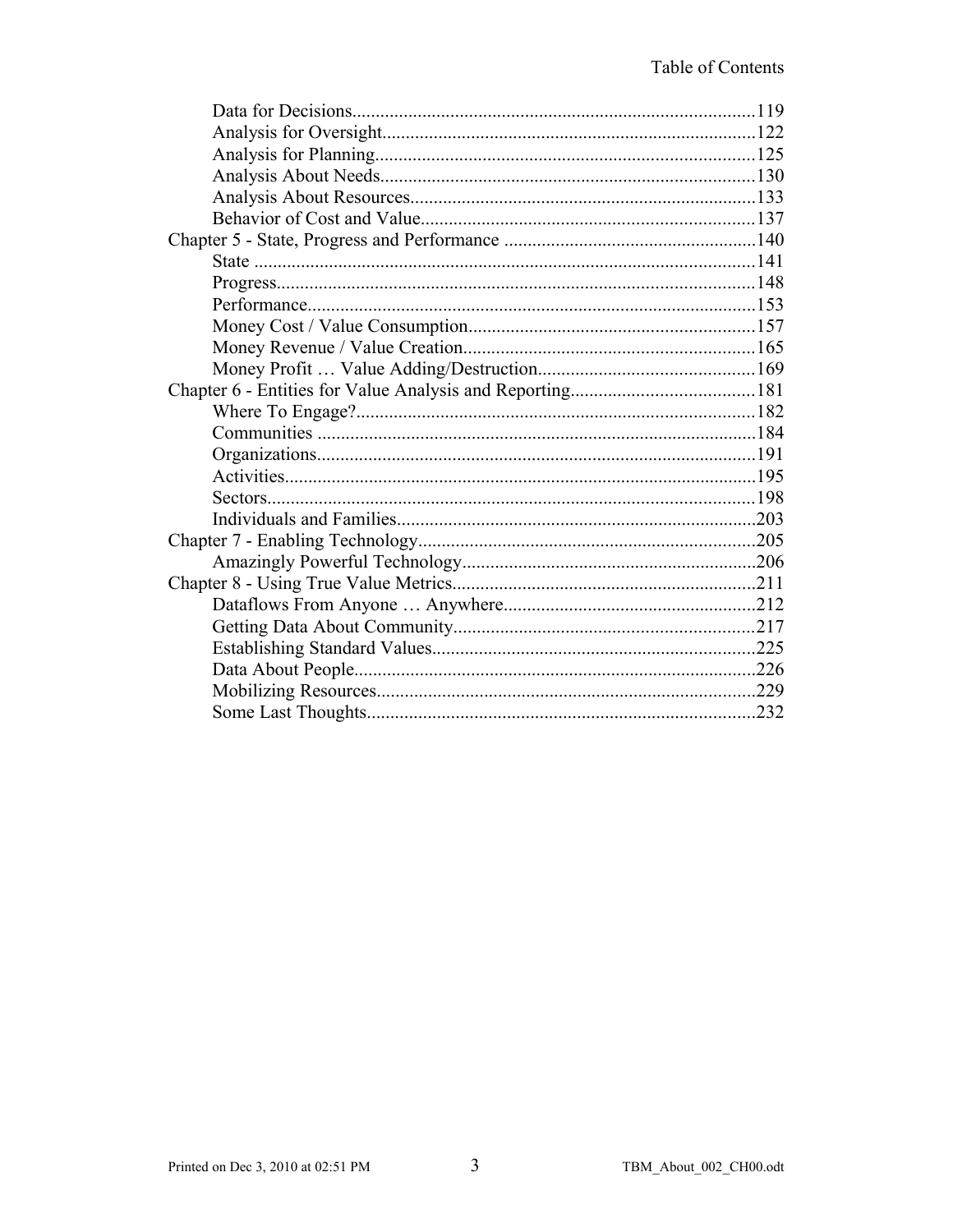- Data for Decisions....119
- Analysis for Oversight....122
- Analysis for Planning....125
- Analysis About Needs....130
- Analysis About Resources....133
- Behavior of Cost and Value....137

Chapter 5 - State, Progress and Performance ....140

- State ....141
- Progress....148
- Performance....153
- Money Cost / Value Consumption....157
- Money Revenue / Value Creation....165
- Money Profit … Value Adding/Destruction....169

Chapter 6 - Entities for Value Analysis and Reporting....181

- Where To Engage?....182
- Communities ....184
- Organizations....191
- Activities....195
- Sectors....198
- Individuals and Families....203

Chapter 7 - Enabling Technology....205

- Amazingly Powerful Technology....206

Chapter 8 - Using True Value Metrics....211

- Dataflows From Anyone … Anywhere....212
- Getting Data About Community....217
- Establishing Standard Values....225
- Data About People....226
- Mobilizing Resources....229
- Some Last Thoughts....232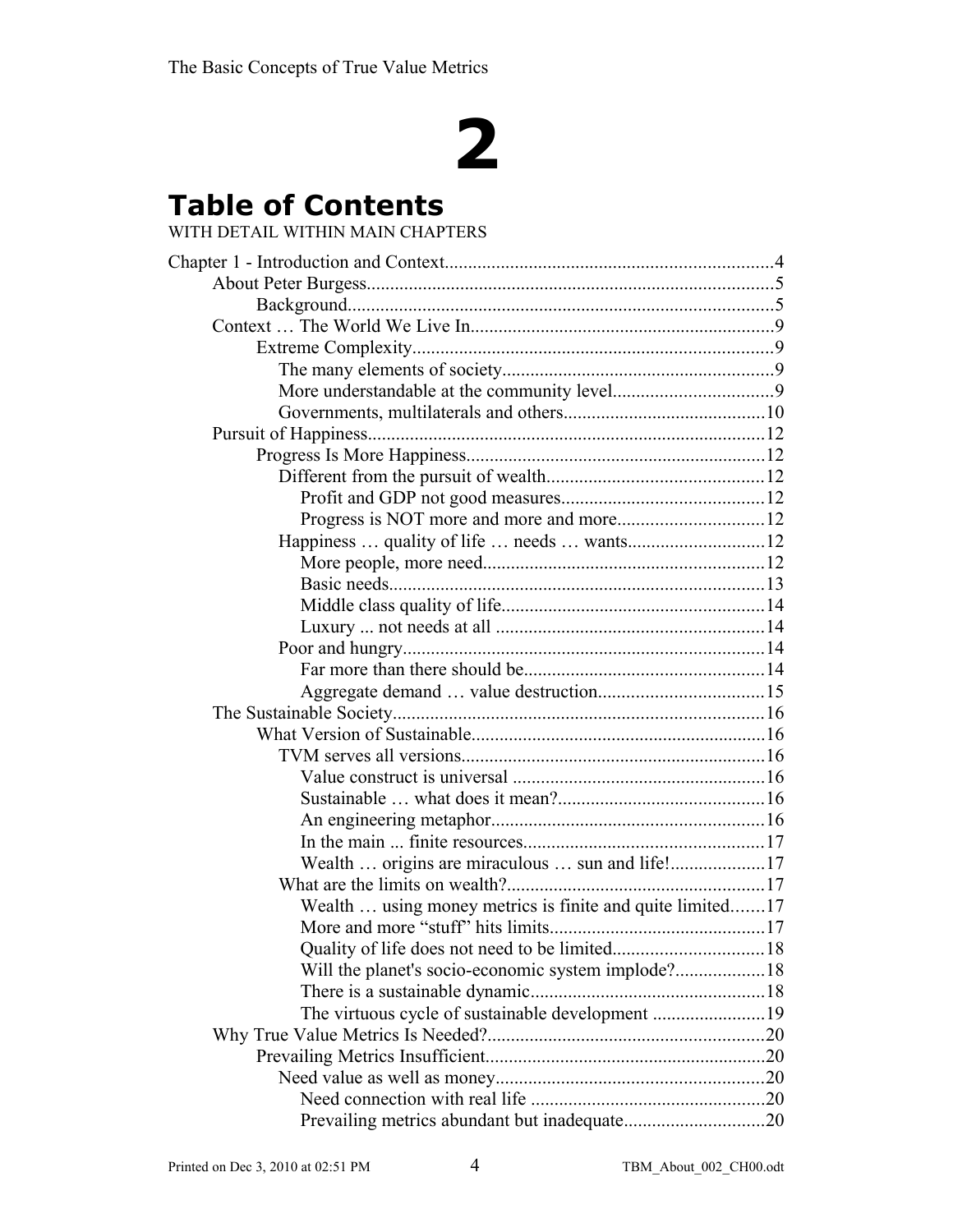# 2

# Table of Contents

WITH DETAIL WITHIN MAIN CHAPTERS

Chapter 1 - Introduction and Context......................................................................4
- About Peter Burgess.......................................................................................5
  - Background...........................................................................................5
- Context … The World We Live In.................................................................9
  - Extreme Complexity.............................................................................9
    - The many elements of society..........................................................9
    - More understandable at the community level..................................9
    - Governments, multilaterals and others...........................................10
- Pursuit of Happiness.....................................................................................12
  - Progress Is More Happiness................................................................12
    - Different from the pursuit of wealth..............................................12
      - Profit and GDP not good measures...........................................12
      - Progress is NOT more and more and more...............................12
    - Happiness … quality of life … needs … wants.............................12
      - More people, more need............................................................12
      - Basic needs................................................................................13
      - Middle class quality of life........................................................14
      - Luxury ... not needs at all .........................................................14
    - Poor and hungry.............................................................................14
      - Far more than there should be...................................................14
      - Aggregate demand … value destruction...................................15
- The Sustainable Society...............................................................................16
  - What Version of Sustainable...............................................................16
    - TVM serves all versions.................................................................16
      - Value construct is universal ......................................................16
      - Sustainable … what does it mean?............................................16
      - An engineering metaphor..........................................................16
      - In the main ... finite resources...................................................17
      - Wealth … origins are miraculous … sun and life!....................17
    - What are the limits on wealth?.......................................................17
      - Wealth … using money metrics is finite and quite limited.......17
      - More and more “stuff” hits limits.............................................17
      - Quality of life does not need to be limited................................18
      - Will the planet's socio-economic system implode?...................18
      - There is a sustainable dynamic..................................................18
      - The virtuous cycle of sustainable development ........................19
- Why True Value Metrics Is Needed?...........................................................20
  - Prevailing Metrics Insufficient............................................................20
    - Need value as well as money.........................................................20
      - Need connection with real life ..................................................20
      - Prevailing metrics abundant but inadequate.............................20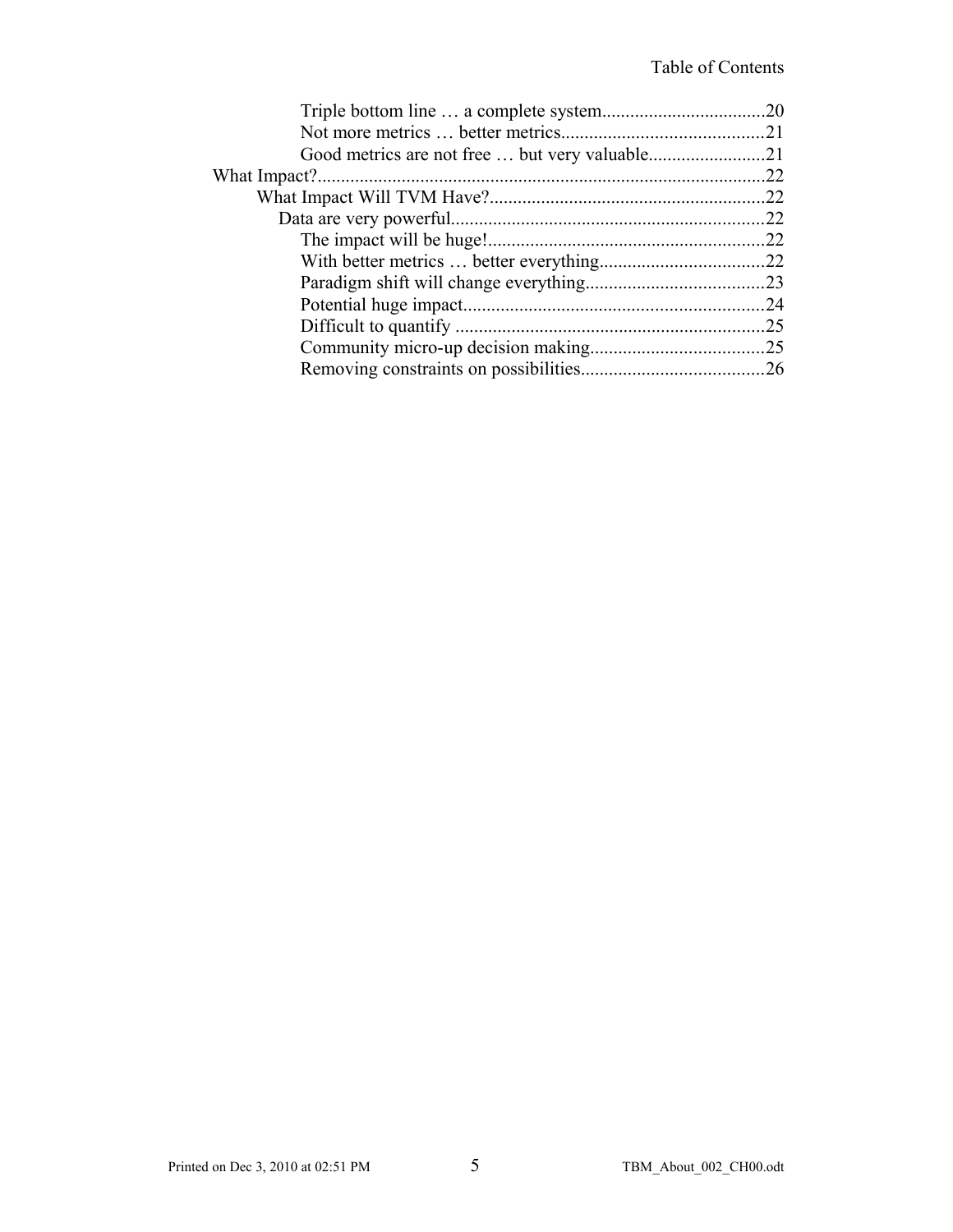Triple bottom line … a complete system...................................20
Not more metrics … better metrics...........................................21
Good metrics are not free … but very valuable.........................21
What Impact?...............................................................................................22
What Impact Will TVM Have?...........................................................22
Data are very powerful...................................................................22
The impact will be huge!...........................................................22
With better metrics … better everything...................................22
Paradigm shift will change everything......................................23
Potential huge impact................................................................24
Difficult to quantify ..................................................................25
Community micro-up decision making.....................................25
Removing constraints on possibilities.......................................26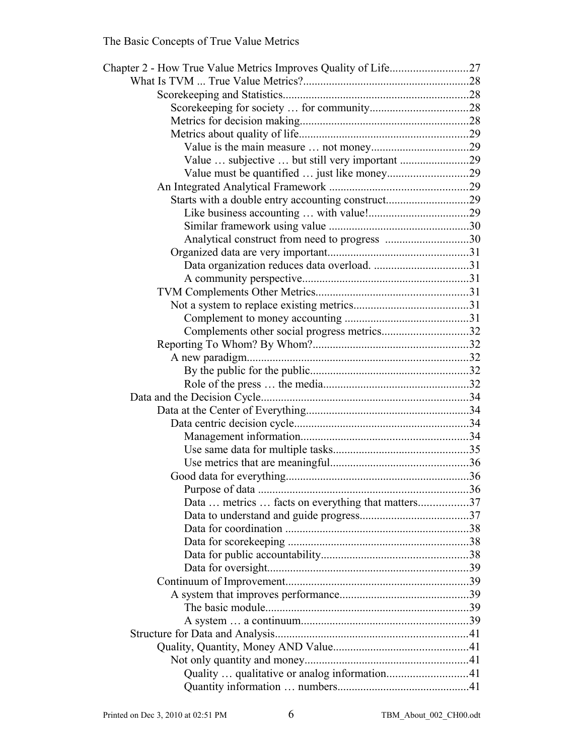Chapter 2 - How True Value Metrics Improves Quality of Life........................... 27
- What Is TVM ... True Value Metrics?.......................................................... 28
  - Scorekeeping and Statistics................................................................ 28
    - Scorekeeping for society … for community.................................. 28
    - Metrics for decision making.......................................................... 28
    - Metrics about quality of life.......................................................... 29
      - Value is the main measure … not money.................................. 29
      - Value … subjective … but still very important ........................ 29
      - Value must be quantified … just like money............................ 29
  - An Integrated Analytical Framework ................................................ 29
    - Starts with a double entry accounting construct............................ 29
      - Like business accounting … with value!.................................. 29
      - Similar framework using value ................................................ 30
      - Analytical construct from need to progress ............................ 30
    - Organized data are very important................................................ 31
      - Data organization reduces data overload. ................................ 31
      - A community perspective......................................................... 31
  - TVM Complements Other Metrics..................................................... 31
    - Not a system to replace existing metrics........................................ 31
      - Complement to money accounting ........................................... 31
      - Complements other social progress metrics.............................. 32
  - Reporting To Whom? By Whom?...................................................... 32
    - A new paradigm............................................................................ 32
      - By the public for the public...................................................... 32
      - Role of the press … the media.................................................. 32
- Data and the Decision Cycle........................................................................ 34
  - Data at the Center of Everything......................................................... 34
    - Data centric decision cycle............................................................ 34
      - Management information.......................................................... 34
      - Use same data for multiple tasks............................................... 35
      - Use metrics that are meaningful................................................ 36
    - Good data for everything............................................................... 36
      - Purpose of data ......................................................................... 36
      - Data … metrics … facts on everything that matters................. 37
      - Data to understand and guide progress...................................... 37
      - Data for coordination ............................................................... 38
      - Data for scorekeeping ............................................................... 38
      - Data for public accountability................................................... 38
      - Data for oversight...................................................................... 39
  - Continuum of Improvement................................................................ 39
    - A system that improves performance............................................. 39
      - The basic module....................................................................... 39
      - A system … a continuum........................................................... 39
- Structure for Data and Analysis................................................................... 41
  - Quality, Quantity, Money AND Value............................................... 41
    - Not only quantity and money......................................................... 41
      - Quality … qualitative or analog information............................ 41
      - Quantity information … numbers............................................. 41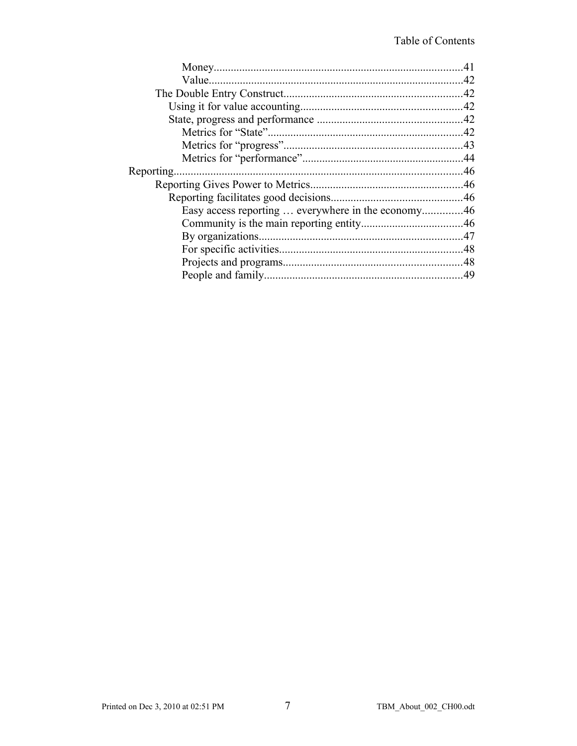- Money........................................................................................41
- Value.........................................................................................42
- The Double Entry Construct..............................................................42
  - Using it for value accounting.........................................................42
  - State, progress and performance ...................................................42
    - Metrics for "State".....................................................................42
    - Metrics for "progress"...............................................................43
    - Metrics for "performance".........................................................44
- Reporting......................................................................................46
  - Reporting Gives Power to Metrics......................................................46
    - Reporting facilitates good decisions..............................................46
      - Easy access reporting … everywhere in the economy..............46
      - Community is the main reporting entity....................................46
      - By organizations........................................................................47
      - For specific activities.................................................................48
      - Projects and programs...............................................................48
      - People and family......................................................................49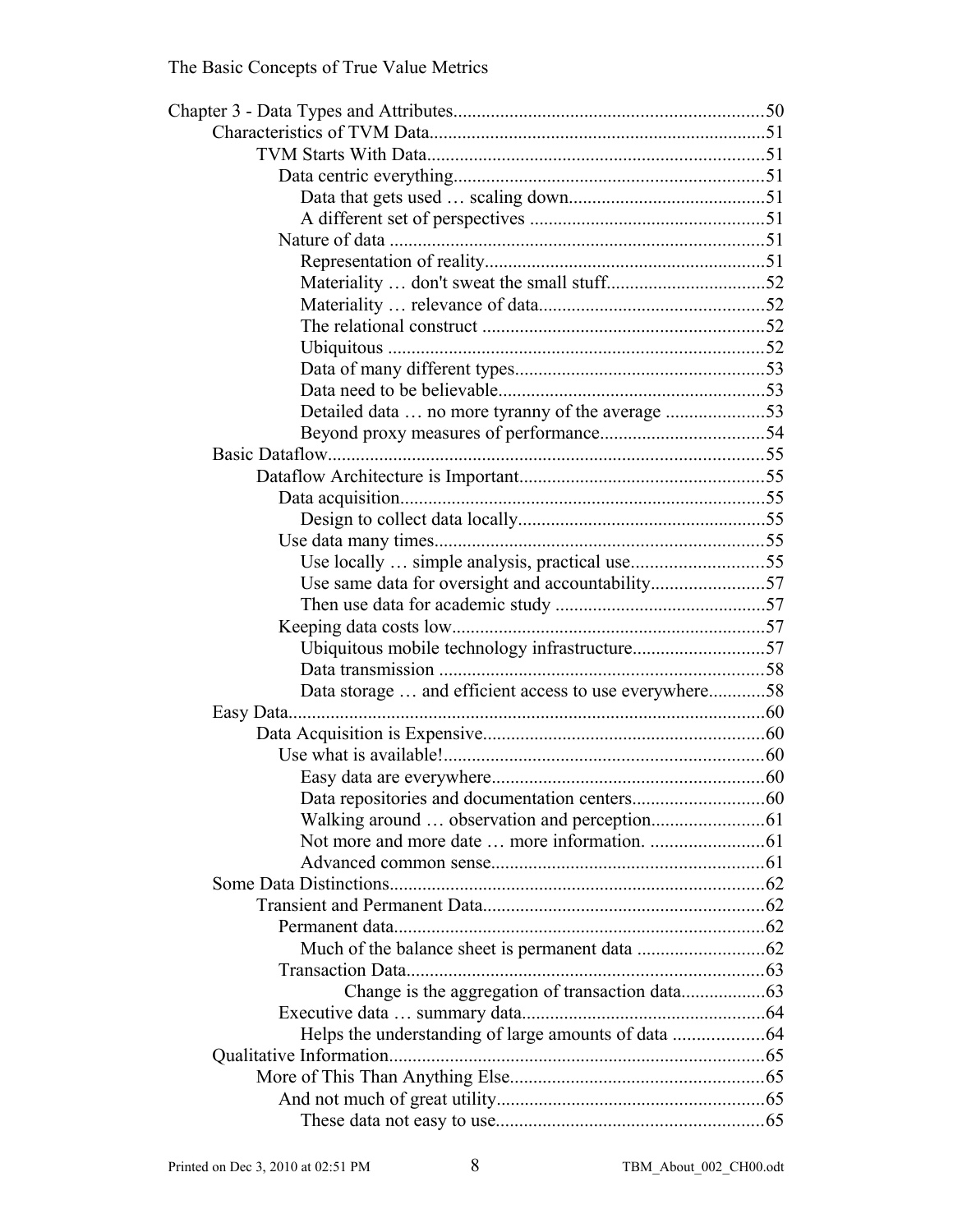Chapter 3 - Data Types and Attributes....................................................................50
  - Characteristics of TVM Data........................................................................51
    - TVM Starts With Data........................................................................51
      - Data centric everything..................................................................51
        - Data that gets used … scaling down..........................................51
        - A different set of perspectives ..................................................51
      - Nature of data ................................................................................51
        - Representation of reality............................................................51
        - Materiality … don't sweat the small stuff..................................52
        - Materiality … relevance of data................................................52
        - The relational construct ............................................................52
        - Ubiquitous ................................................................................52
        - Data of many different types.....................................................53
        - Data need to be believable.........................................................53
        - Detailed data … no more tyranny of the average .....................53
        - Beyond proxy measures of performance...................................54
  - Basic Dataflow.............................................................................................55
    - Dataflow Architecture is Important....................................................55
      - Data acquisition.............................................................................55
        - Design to collect data locally.....................................................55
      - Use data many times......................................................................55
        - Use locally … simple analysis, practical use............................55
        - Use same data for oversight and accountability........................57
        - Then use data for academic study .............................................57
      - Keeping data costs low...................................................................57
        - Ubiquitous mobile technology infrastructure............................57
        - Data transmission .....................................................................58
        - Data storage … and efficient access to use everywhere............58
  - Easy Data.....................................................................................................60
    - Data Acquisition is Expensive............................................................60
      - Use what is available!....................................................................60
        - Easy data are everywhere..........................................................60
        - Data repositories and documentation centers............................60
        - Walking around … observation and perception........................61
        - Not more and more date … more information. ........................61
        - Advanced common sense..........................................................61
  - Some Data Distinctions................................................................................62
    - Transient and Permanent Data............................................................62
      - Permanent data...............................................................................62
        - Much of the balance sheet is permanent data ...........................62
      - Transaction Data............................................................................63
          - Change is the aggregation of transaction data..................63
      - Executive data … summary data....................................................64
        - Helps the understanding of large amounts of data ...................64
  - Qualitative Information................................................................................65
    - More of This Than Anything Else......................................................65
      - And not much of great utility.........................................................65
        - These data not easy to use.........................................................65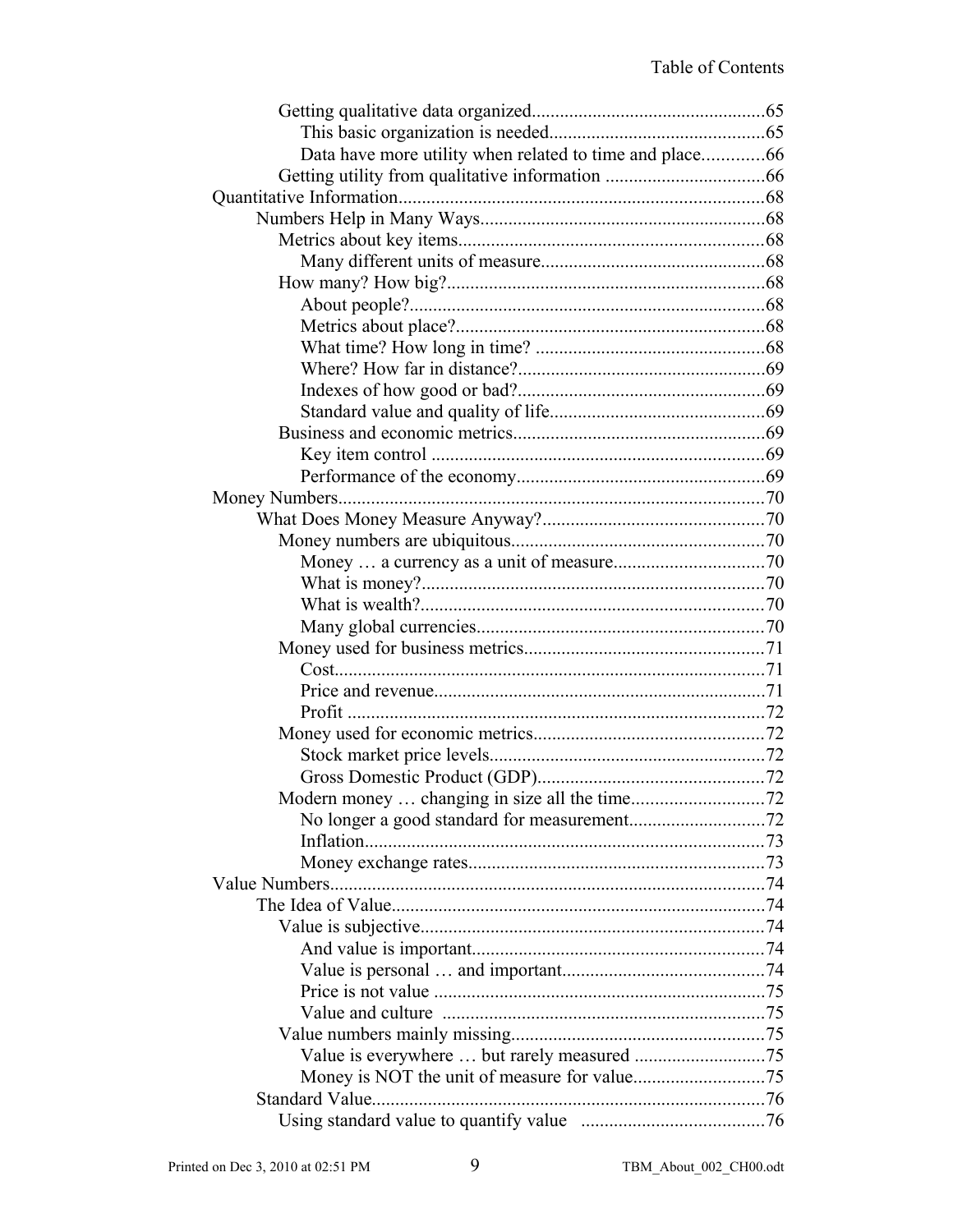Getting qualitative data organized.................................................65
- This basic organization is needed.............................................65
- Data have more utility when related to time and place.............66

Getting utility from qualitative information ..................................66

Quantitative Information.............................................................................68

Numbers Help in Many Ways............................................................68

Metrics about key items.................................................................68
- Many different units of measure................................................68

How many? How big?....................................................................68
- About people?............................................................................68
- Metrics about place?..................................................................68
- What time? How long in time? .................................................68
- Where? How far in distance?.....................................................69
- Indexes of how good or bad?.....................................................69
- Standard value and quality of life..............................................69

Business and economic metrics......................................................69
- Key item control .......................................................................69
- Performance of the economy.....................................................69

Money Numbers..........................................................................................70

What Does Money Measure Anyway?...............................................70

Money numbers are ubiquitous......................................................70
- Money … a currency as a unit of measure................................70
- What is money?.........................................................................70
- What is wealth?.........................................................................70
- Many global currencies.............................................................70

Money used for business metrics...................................................71
- Cost...........................................................................................71
- Price and revenue......................................................................71
- Profit ........................................................................................72

Money used for economic metrics.................................................72
- Stock market price levels..........................................................72
- Gross Domestic Product (GDP)................................................72

Modern money … changing in size all the time............................72
- No longer a good standard for measurement............................72
- Inflation.....................................................................................73
- Money exchange rates..............................................................73

Value Numbers............................................................................................74

The Idea of Value...............................................................................74

Value is subjective.........................................................................74
- And value is important..............................................................74
- Value is personal … and important...........................................74
- Price is not value ......................................................................75
- Value and culture .....................................................................75

Value numbers mainly missing......................................................75
- Value is everywhere … but rarely measured ............................75
- Money is NOT the unit of measure for value............................75

Standard Value....................................................................................76

Using standard value to quantify value .......................................76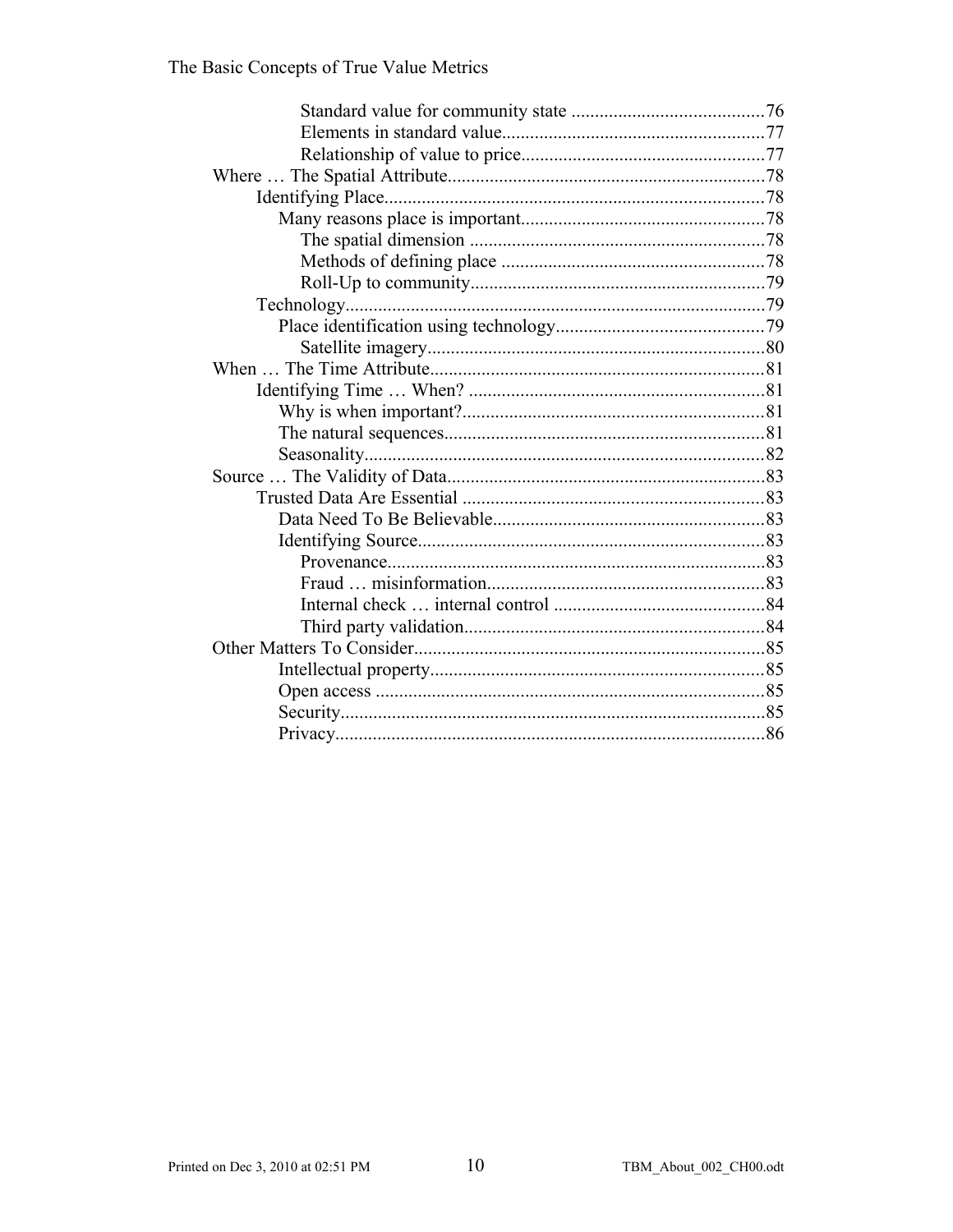Standard value for community state .........................................76
Elements in standard value.......................................................77
Relationship of value to price....................................................77

Where … The Spatial Attribute....................................................................78

Identifying Place.................................................................................78

Many reasons place is important....................................................78

The spatial dimension ...............................................................78
Methods of defining place ........................................................78
Roll-Up to community...............................................................79

Technology..........................................................................................79

Place identification using technology............................................79

Satellite imagery........................................................................80

When … The Time Attribute.......................................................................81

Identifying Time … When? ...............................................................81

Why is when important?................................................................81
The natural sequences....................................................................81
Seasonality.....................................................................................82

Source … The Validity of Data....................................................................83

Trusted Data Are Essential ................................................................83

Data Need To Be Believable..........................................................83
Identifying Source..........................................................................83

Provenance................................................................................83
Fraud … misinformation...........................................................83
Internal check … internal control .............................................84
Third party validation................................................................84

Other Matters To Consider...........................................................................85

Intellectual property.......................................................................85
Open access ...................................................................................85
Security...........................................................................................85
Privacy............................................................................................86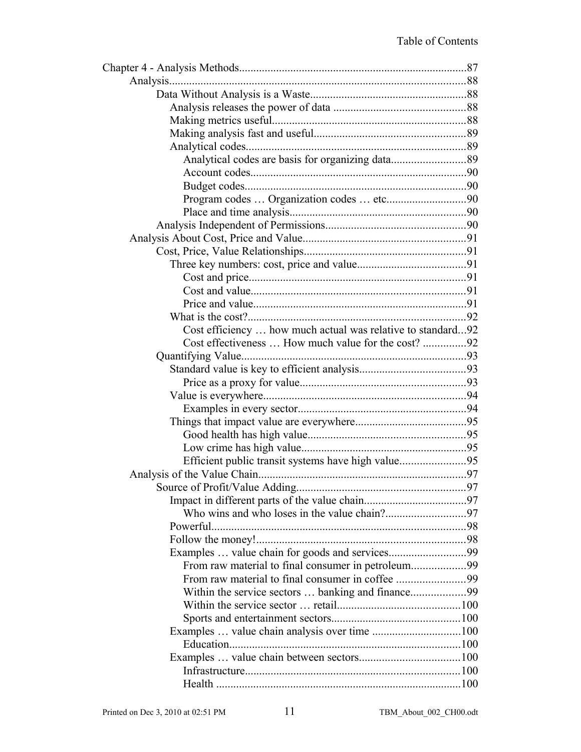Chapter 4 - Analysis Methods....87
- Analysis....88
  - Data Without Analysis is a Waste....88
    - Analysis releases the power of data....88
    - Making metrics useful....88
    - Making analysis fast and useful....89
    - Analytical codes....89
      - Analytical codes are basis for organizing data....89
      - Account codes....90
      - Budget codes....90
      - Program codes … Organization codes … etc....90
      - Place and time analysis....90
  - Analysis Independent of Permissions....90
- Analysis About Cost, Price and Value....91
  - Cost, Price, Value Relationships....91
    - Three key numbers: cost, price and value....91
      - Cost and price....91
      - Cost and value....91
      - Price and value....91
    - What is the cost?....92
      - Cost efficiency … how much actual was relative to standard...92
      - Cost effectiveness … How much value for the cost?....92
  - Quantifying Value....93
    - Standard value is key to efficient analysis....93
      - Price as a proxy for value....93
    - Value is everywhere....94
      - Examples in every sector....94
    - Things that impact value are everywhere....95
      - Good health has high value....95
      - Low crime has high value....95
      - Efficient public transit systems have high value....95
- Analysis of the Value Chain....97
  - Source of Profit/Value Adding....97
    - Impact in different parts of the value chain....97
      - Who wins and who loses in the value chain?....97
    - Powerful....98
    - Follow the money!....98
    - Examples … value chain for goods and services....99
      - From raw material to final consumer in petroleum....99
      - From raw material to final consumer in coffee....99
      - Within the service sectors … banking and finance....99
      - Within the service sector … retail....100
      - Sports and entertainment sectors....100
    - Examples … value chain analysis over time....100
      - Education....100
    - Examples … value chain between sectors....100
      - Infrastructure....100
      - Health....100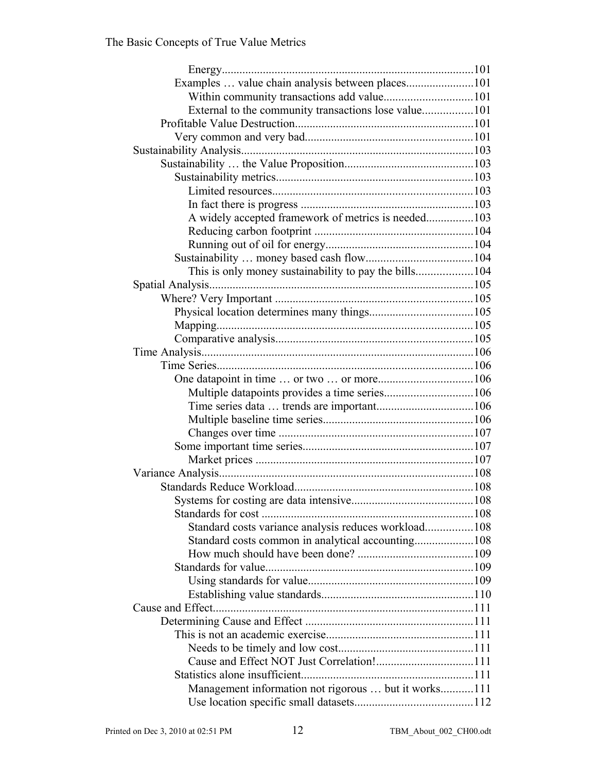Energy ....................................................................................101

Examples … value chain analysis between places.......................101

Within community transactions add value..............................101

External to the community transactions lose value.................101

Profitable Value Destruction.............................................................101

Very common and very bad.........................................................101

Sustainability Analysis...............................................................................103

Sustainability … the Value Proposition............................................103

Sustainability metrics...................................................................103

Limited resources....................................................................103

In fact there is progress ...........................................................103

A widely accepted framework of metrics is needed................103

Reducing carbon footprint ......................................................104

Running out of oil for energy..................................................104

Sustainability … money based cash flow....................................104

This is only money sustainability to pay the bills...................104

Spatial Analysis..........................................................................................105

Where? Very Important ...................................................................105

Physical location determines many things...................................105

Mapping.......................................................................................105

Comparative analysis...................................................................105

Time Analysis.............................................................................................106

Time Series.......................................................................................106

One datapoint in time … or two … or more................................106

Multiple datapoints provides a time series..............................106

Time series data … trends are important.................................106

Multiple baseline time series...................................................106

Changes over time ..................................................................107

Some important time series..........................................................107

Market prices ..........................................................................107

Variance Analysis.......................................................................................108

Standards Reduce Workload.............................................................108

Systems for costing are data intensive.........................................108

Standards for cost ........................................................................108

Standard costs variance analysis reduces workload................108

Standard costs common in analytical accounting....................108

How much should have been done? .......................................109

Standards for value.......................................................................109

Using standards for value........................................................109

Establishing value standards....................................................110

Cause and Effect.........................................................................................111

Determining Cause and Effect .........................................................111

This is not an academic exercise..................................................111

Needs to be timely and low cost..............................................111

Cause and Effect NOT Just Correlation!.................................111

Statistics alone insufficient...........................................................111

Management information not rigorous … but it works...........111

Use location specific small datasets........................................112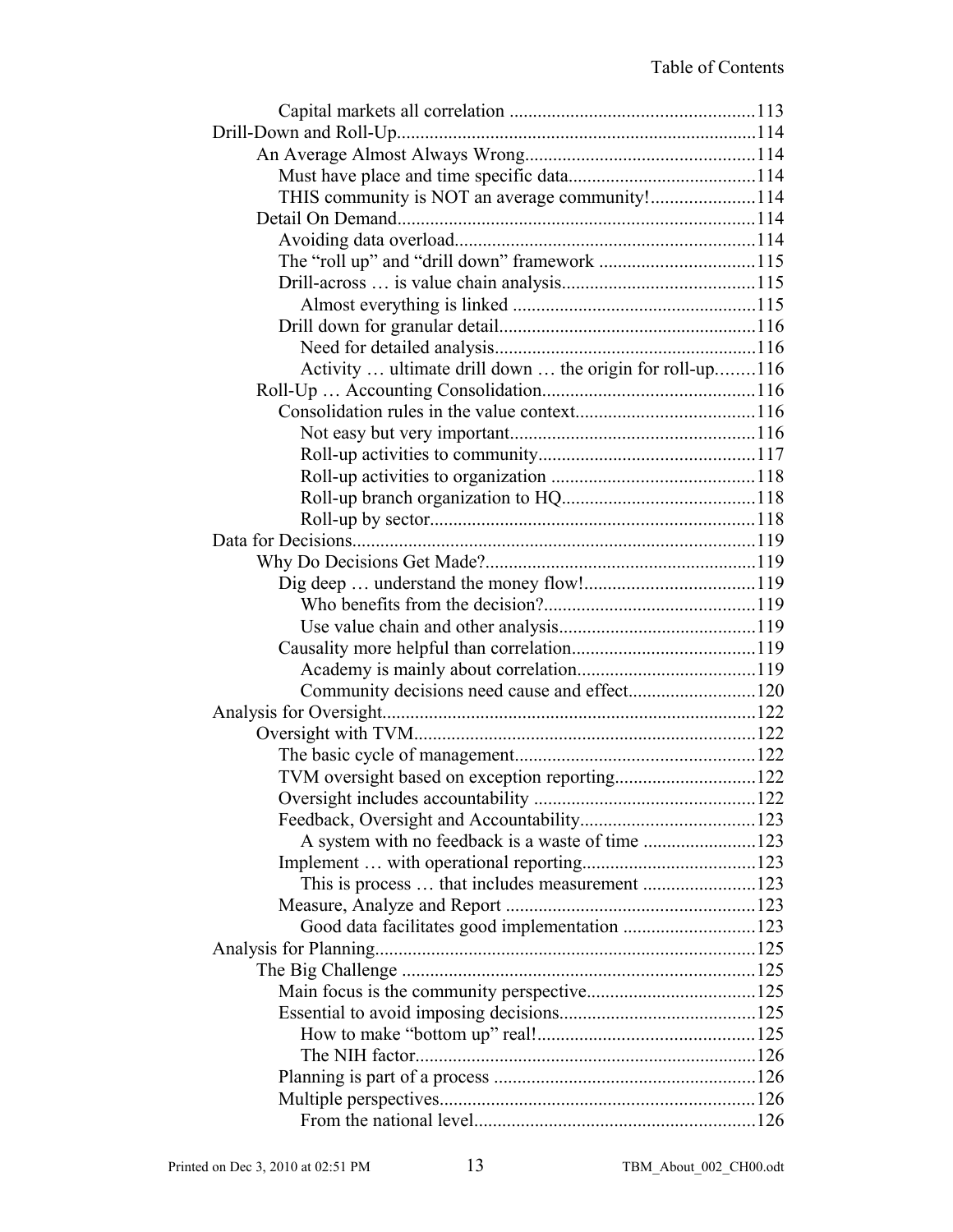Capital markets all correlation ....................................................113

Drill-Down and Roll-Up............................................................................114

- An Average Almost Always Wrong.................................................114
  - Must have place and time specific data........................................114
  - THIS community is NOT an average community!......................114
- Detail On Demand...........................................................................114
  - Avoiding data overload...............................................................114
  - The “roll up” and “drill down” framework .................................115
  - Drill-across … is value chain analysis.........................................115
    - Almost everything is linked ...................................................115
  - Drill down for granular detail.......................................................116
    - Need for detailed analysis.......................................................116
    - Activity … ultimate drill down … the origin for roll-up........116
- Roll-Up … Accounting Consolidation.............................................116
  - Consolidation rules in the value context......................................116
    - Not easy but very important....................................................116
    - Roll-up activities to community..............................................117
    - Roll-up activities to organization ...........................................118
    - Roll-up branch organization to HQ.........................................118
    - Roll-up by sector.....................................................................118

Data for Decisions....................................................................................119

- Why Do Decisions Get Made?.........................................................119
  - Dig deep … understand the money flow!....................................119
    - Who benefits from the decision?.............................................119
    - Use value chain and other analysis..........................................119
  - Causality more helpful than correlation.......................................119
    - Academy is mainly about correlation......................................119
    - Community decisions need cause and effect...........................120

Analysis for Oversight..............................................................................122

- Oversight with TVM........................................................................122
  - The basic cycle of management..................................................122
  - TVM oversight based on exception reporting.............................122
  - Oversight includes accountability ...............................................122
  - Feedback, Oversight and Accountability.....................................123
    - A system with no feedback is a waste of time ........................123
  - Implement … with operational reporting.....................................123
    - This is process … that includes measurement ........................123
  - Measure, Analyze and Report .....................................................123
    - Good data facilitates good implementation ............................123

Analysis for Planning................................................................................125

- The Big Challenge ..........................................................................125
  - Main focus is the community perspective...................................125
  - Essential to avoid imposing decisions..........................................125
    - How to make “bottom up” real!..............................................125
    - The NIH factor.........................................................................126
  - Planning is part of a process .......................................................126
  - Multiple perspectives...................................................................126
    - From the national level...........................................................126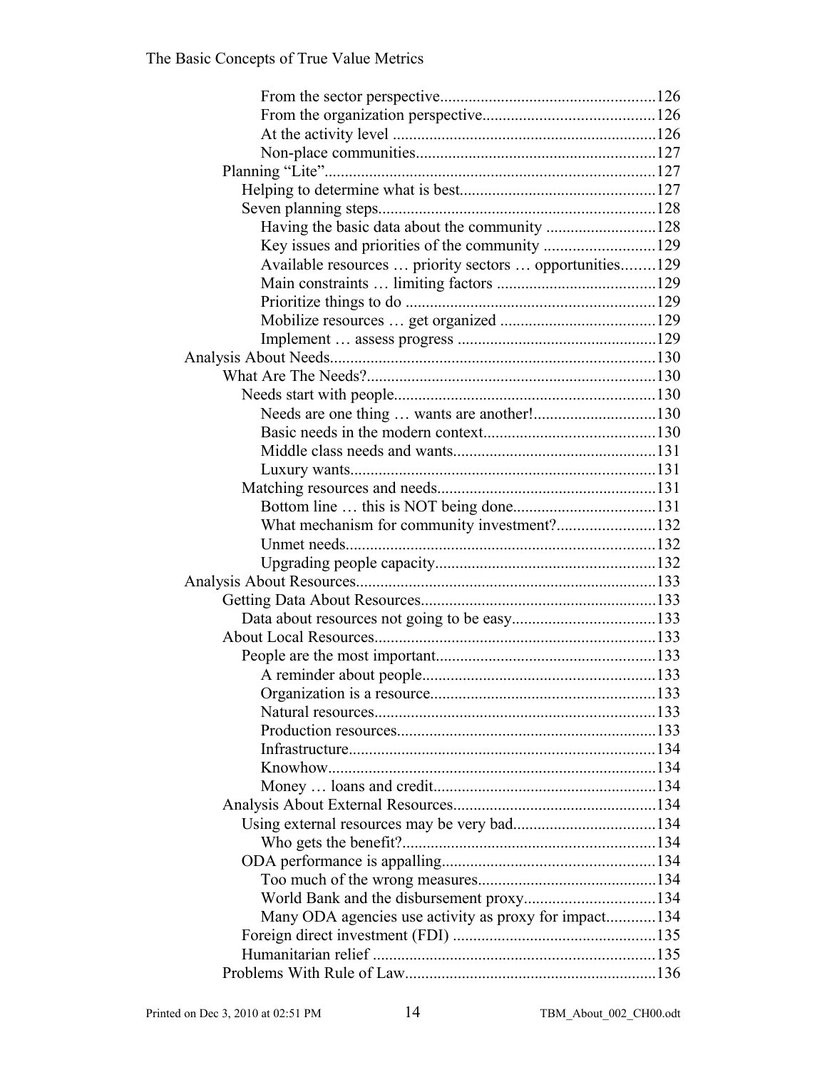From the sector perspective....................................................126
From the organization perspective..........................................126
At the activity level .................................................................126
Non-place communities...........................................................127
Planning "Lite"..................................................................................127
Helping to determine what is best................................................127
Seven planning steps....................................................................128
Having the basic data about the community ...........................128
Key issues and priorities of the community ...........................129
Available resources … priority sectors … opportunities........129
Main constraints … limiting factors .......................................129
Prioritize things to do .............................................................129
Mobilize resources … get organized ......................................129
Implement … assess progress .................................................129
Analysis About Needs.......................................................................130
What Are The Needs?.......................................................................130
Needs start with people................................................................130
Needs are one thing … wants are another!..............................130
Basic needs in the modern context..........................................130
Middle class needs and wants..................................................131
Luxury wants...........................................................................131
Matching resources and needs......................................................131
Bottom line … this is NOT being done...................................131
What mechanism for community investment?........................132
Unmet needs............................................................................132
Upgrading people capacity......................................................132
Analysis About Resources..................................................................133
Getting Data About Resources..........................................................133
Data about resources not going to be easy..................................133
About Local Resources.....................................................................133
People are the most important......................................................133
A reminder about people.........................................................133
Organization is a resource.......................................................133
Natural resources.....................................................................133
Production resources...............................................................133
Infrastructure...........................................................................134
Knowhow................................................................................134
Money … loans and credit.......................................................134
Analysis About External Resources..................................................134
Using external resources may be very bad...................................134
Who gets the benefit?..............................................................134
ODA performance is appalling....................................................134
Too much of the wrong measures............................................134
World Bank and the disbursement proxy................................134
Many ODA agencies use activity as proxy for impact............134
Foreign direct investment (FDI) .................................................135
Humanitarian relief .....................................................................135
Problems With Rule of Law.............................................................136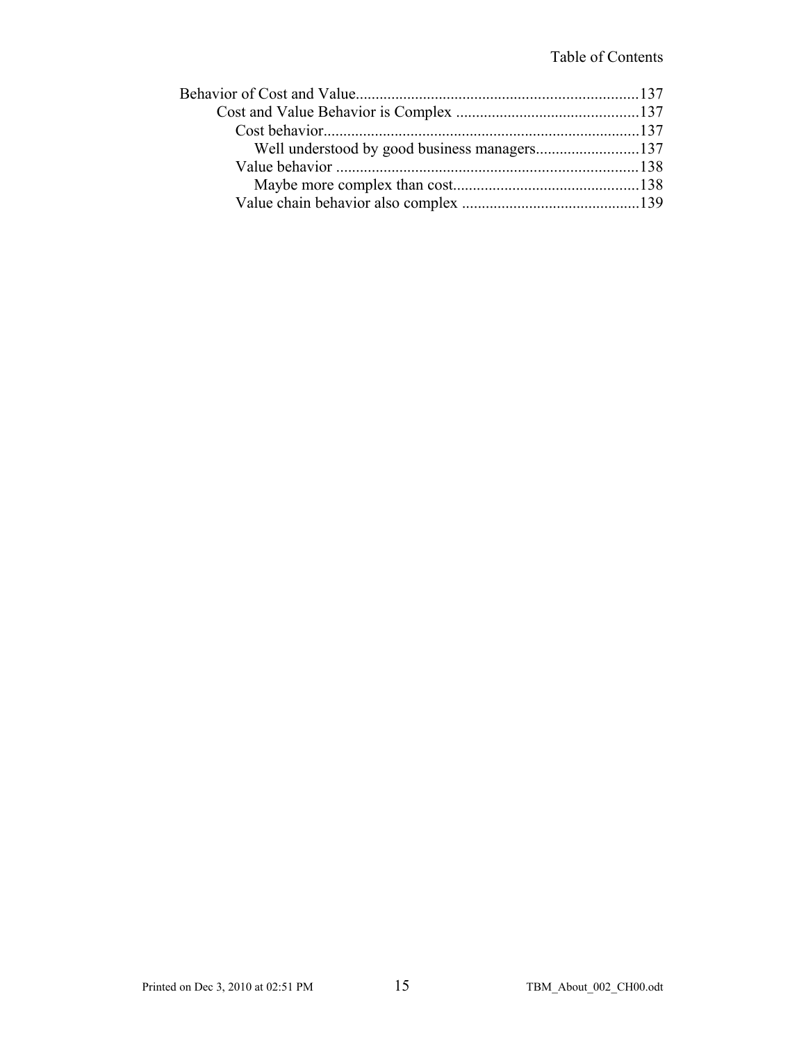- Behavior of Cost and Value....................................................................137
  - Cost and Value Behavior is Complex ..............................................137
    - Cost behavior...............................................................................137
      - Well understood by good business managers..........................137
    - Value behavior ............................................................................138
      - Maybe more complex than cost...............................................138
    - Value chain behavior also complex .............................................139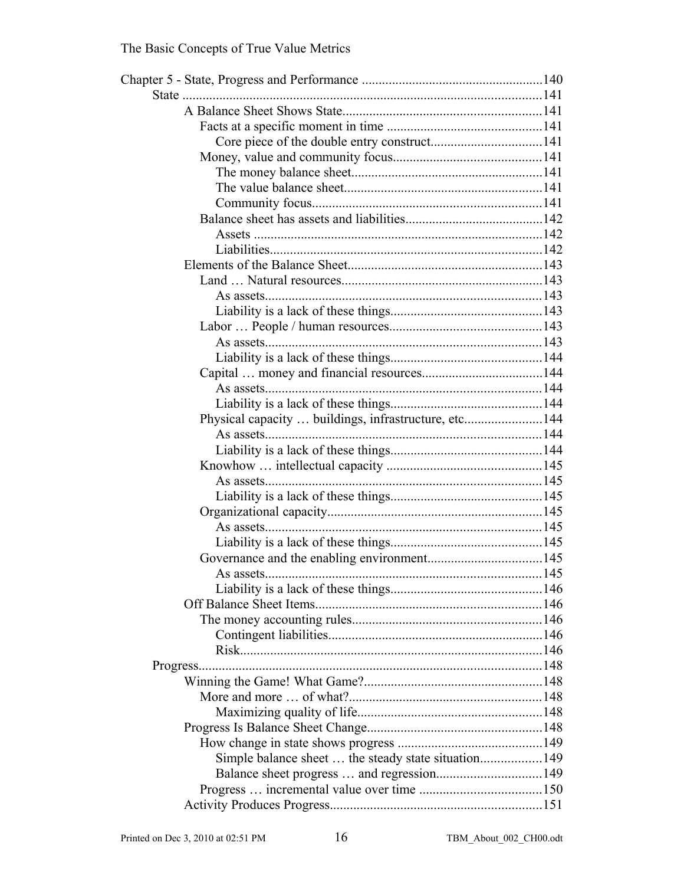Chapter 5 - State, Progress and Performance ....................................................140
- State ..........................................................................................................141
  - A Balance Sheet Shows State.........................................................141
    - Facts at a specific moment in time ............................................141
      - Core piece of the double entry construct................................141
    - Money, value and community focus...........................................141
      - The money balance sheet.......................................................141
      - The value balance sheet.........................................................141
      - Community focus...................................................................141
    - Balance sheet has assets and liabilities........................................142
      - Assets ....................................................................................142
      - Liabilities................................................................................142
  - Elements of the Balance Sheet.........................................................143
    - Land … Natural resources...........................................................143
      - As assets.................................................................................143
      - Liability is a lack of these things............................................143
    - Labor … People / human resources............................................143
      - As assets.................................................................................143
      - Liability is a lack of these things............................................144
    - Capital … money and financial resources...................................144
      - As assets.................................................................................144
      - Liability is a lack of these things............................................144
    - Physical capacity … buildings, infrastructure, etc.......................144
      - As assets.................................................................................144
      - Liability is a lack of these things............................................144
    - Knowhow … intellectual capacity .............................................145
      - As assets.................................................................................145
      - Liability is a lack of these things............................................145
    - Organizational capacity..............................................................145
      - As assets.................................................................................145
      - Liability is a lack of these things............................................145
    - Governance and the enabling environment.................................145
      - As assets.................................................................................145
      - Liability is a lack of these things............................................146
  - Off Balance Sheet Items..................................................................146
    - The money accounting rules.......................................................146
      - Contingent liabilities..............................................................146
      - Risk........................................................................................146
- Progress.....................................................................................................148
  - Winning the Game! What Game?....................................................148
    - More and more … of what?........................................................148
      - Maximizing quality of life......................................................148
  - Progress Is Balance Sheet Change...................................................148
    - How change in state shows progress ..........................................149
      - Simple balance sheet … the steady state situation..................149
      - Balance sheet progress … and regression..............................149
    - Progress … incremental value over time ...................................150
  - Activity Produces Progress.............................................................151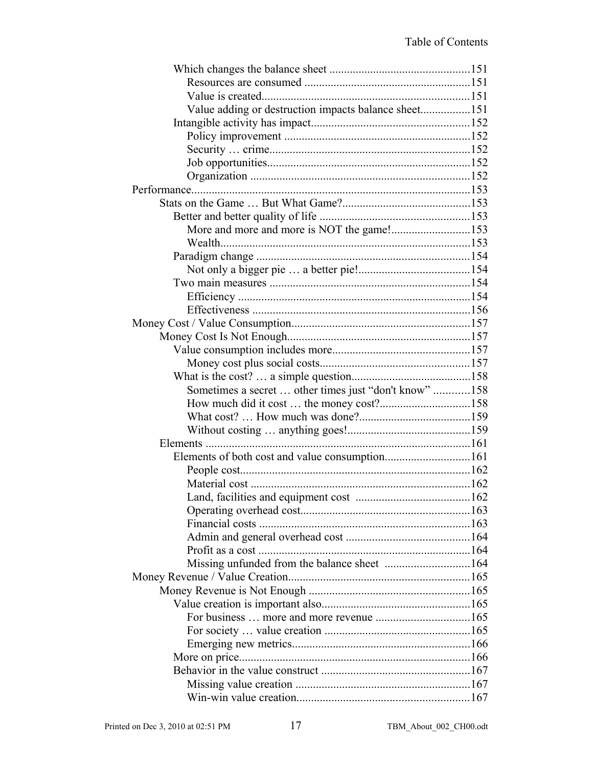Which changes the balance sheet ....................................................151

Resources are consumed ....................................................151

Value is created....................................................151

Value adding or destruction impacts balance sheet....................................................151

Intangible activity has impact....................................................152

Policy improvement ....................................................152

Security … crime....................................................152

Job opportunities....................................................152

Organization ....................................................152

Performance....................................................153

Stats on the Game … But What Game?....................................................153

Better and better quality of life ....................................................153

More and more and more is NOT the game!....................................................153

Wealth....................................................153

Paradigm change ....................................................154

Not only a bigger pie … a better pie!....................................................154

Two main measures ....................................................154

Efficiency ....................................................154

Effectiveness ....................................................156

Money Cost / Value Consumption....................................................157

Money Cost Is Not Enough....................................................157

Value consumption includes more....................................................157

Money cost plus social costs....................................................157

What is the cost? … a simple question....................................................158

Sometimes a secret … other times just “don't know” ....................................................158

How much did it cost … the money cost?....................................................158

What cost? … How much was done?....................................................159

Without costing … anything goes!....................................................159

Elements ....................................................161

Elements of both cost and value consumption....................................................161

People cost....................................................162

Material cost ....................................................162

Land, facilities and equipment cost ....................................................162

Operating overhead cost....................................................163

Financial costs ....................................................163

Admin and general overhead cost ....................................................164

Profit as a cost ....................................................164

Missing unfunded from the balance sheet ....................................................164

Money Revenue / Value Creation....................................................165

Money Revenue is Not Enough ....................................................165

Value creation is important also....................................................165

For business … more and more revenue ....................................................165

For society … value creation ....................................................165

Emerging new metrics....................................................166

More on price....................................................166

Behavior in the value construct ....................................................167

Missing value creation ....................................................167

Win-win value creation....................................................167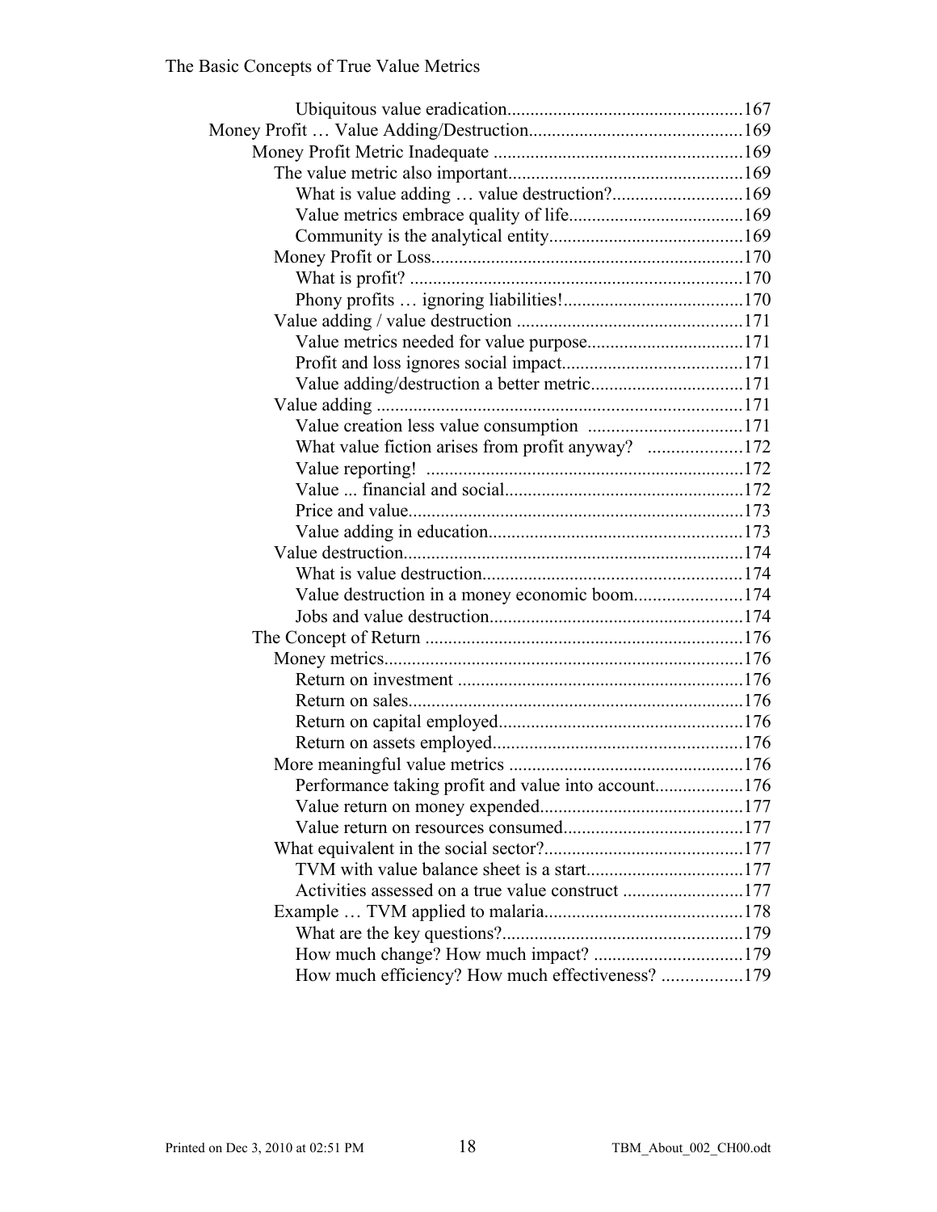Ubiquitous value eradication....................................................167

Money Profit … Value Adding/Destruction..............................................169

- Money Profit Metric Inadequate ......................................................169
  - The value metric also important...................................................169
    - What is value adding … value destruction?............................169
    - Value metrics embrace quality of life......................................169
    - Community is the analytical entity..........................................169
  - Money Profit or Loss....................................................................170
    - What is profit? ........................................................................170
    - Phony profits … ignoring liabilities!.......................................170
  - Value adding / value destruction .................................................171
    - Value metrics needed for value purpose..................................171
    - Profit and loss ignores social impact.......................................171
    - Value adding/destruction a better metric.................................171
  - Value adding ...............................................................................171
    - Value creation less value consumption .................................171
    - What value fiction arises from profit anyway? ....................172
    - Value reporting! .....................................................................172
    - Value ... financial and social....................................................172
    - Price and value.........................................................................173
    - Value adding in education.......................................................173
  - Value destruction..........................................................................174
    - What is value destruction........................................................174
    - Value destruction in a money economic boom.......................174
    - Jobs and value destruction.......................................................174
- The Concept of Return .....................................................................176
  - Money metrics..............................................................................176
    - Return on investment ..............................................................176
    - Return on sales.........................................................................176
    - Return on capital employed.....................................................176
    - Return on assets employed......................................................176
  - More meaningful value metrics ...................................................176
    - Performance taking profit and value into account...................176
    - Value return on money expended............................................177
    - Value return on resources consumed.......................................177
  - What equivalent in the social sector?...........................................177
    - TVM with value balance sheet is a start..................................177
    - Activities assessed on a true value construct ..........................177
  - Example … TVM applied to malaria............................................178
    - What are the key questions?....................................................179
    - How much change? How much impact? ................................179
    - How much efficiency? How much effectiveness? .................179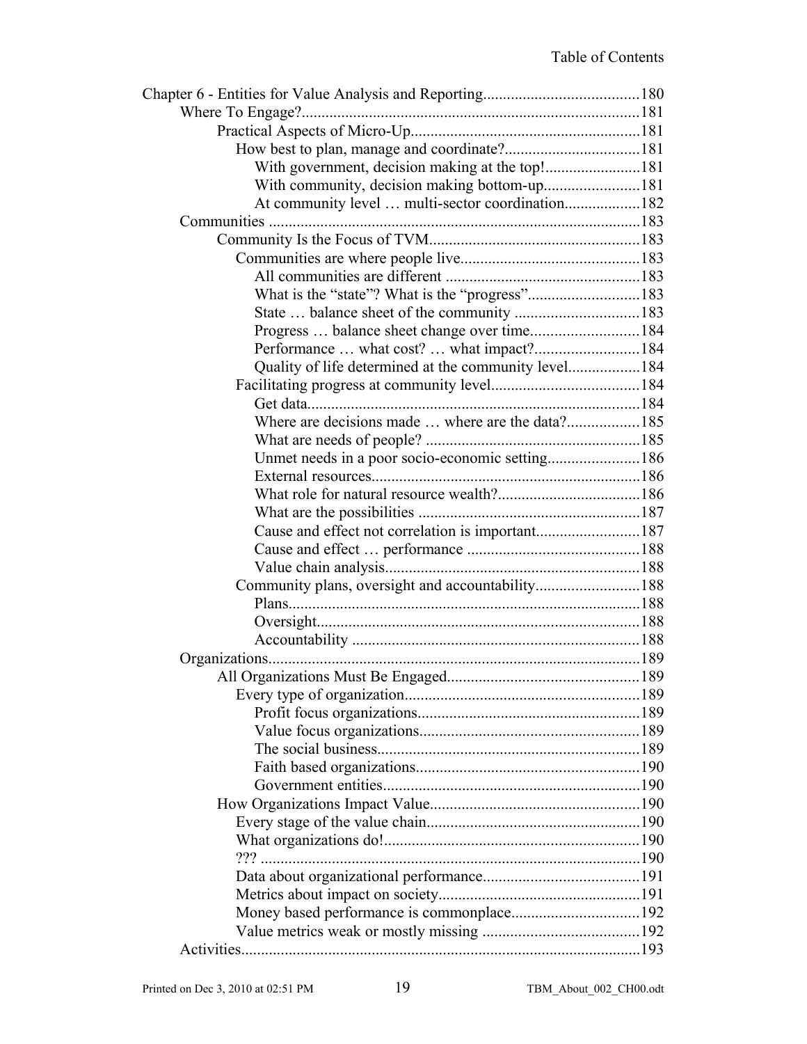Chapter 6 - Entities for Value Analysis and Reporting....................................180

- Where To Engage?....................................................................................181
  - Practical Aspects of Micro-Up...........................................................181
    - How best to plan, manage and coordinate?..................................181
      - With government, decision making at the top!........................181
      - With community, decision making bottom-up........................181
      - At community level … multi-sector coordination...................182
- Communities ..........................................................................................183
  - Community Is the Focus of TVM.....................................................183
    - Communities are where people live.............................................183
      - All communities are different .................................................183
      - What is the “state”? What is the “progress”............................183
      - State … balance sheet of the community ...............................183
      - Progress … balance sheet change over time...........................184
      - Performance … what cost? … what impact?..........................184
      - Quality of life determined at the community level..................184
    - Facilitating progress at community level.....................................184
      - Get data...................................................................................184
      - Where are decisions made … where are the data?..................185
      - What are needs of people? ......................................................185
      - Unmet needs in a poor socio-economic setting.......................186
      - External resources...................................................................186
      - What role for natural resource wealth?...................................186
      - What are the possibilities .......................................................187
      - Cause and effect not correlation is important..........................187
      - Cause and effect … performance ...........................................188
      - Value chain analysis................................................................188
    - Community plans, oversight and accountability..........................188
      - Plans.......................................................................................188
      - Oversight................................................................................188
      - Accountability ........................................................................188
- Organizations..........................................................................................189
  - All Organizations Must Be Engaged................................................189
    - Every type of organization...........................................................189
      - Profit focus organizations.......................................................189
      - Value focus organizations.......................................................189
      - The social business.................................................................189
      - Faith based organizations........................................................190
      - Government entities................................................................190
  - How Organizations Impact Value.....................................................190
    - Every stage of the value chain......................................................190
    - What organizations do!................................................................190
    - ??? ...............................................................................................190
    - Data about organizational performance.......................................191
    - Metrics about impact on society..................................................191
    - Money based performance is commonplace................................192
    - Value metrics weak or mostly missing .......................................192
- Activities..................................................................................................193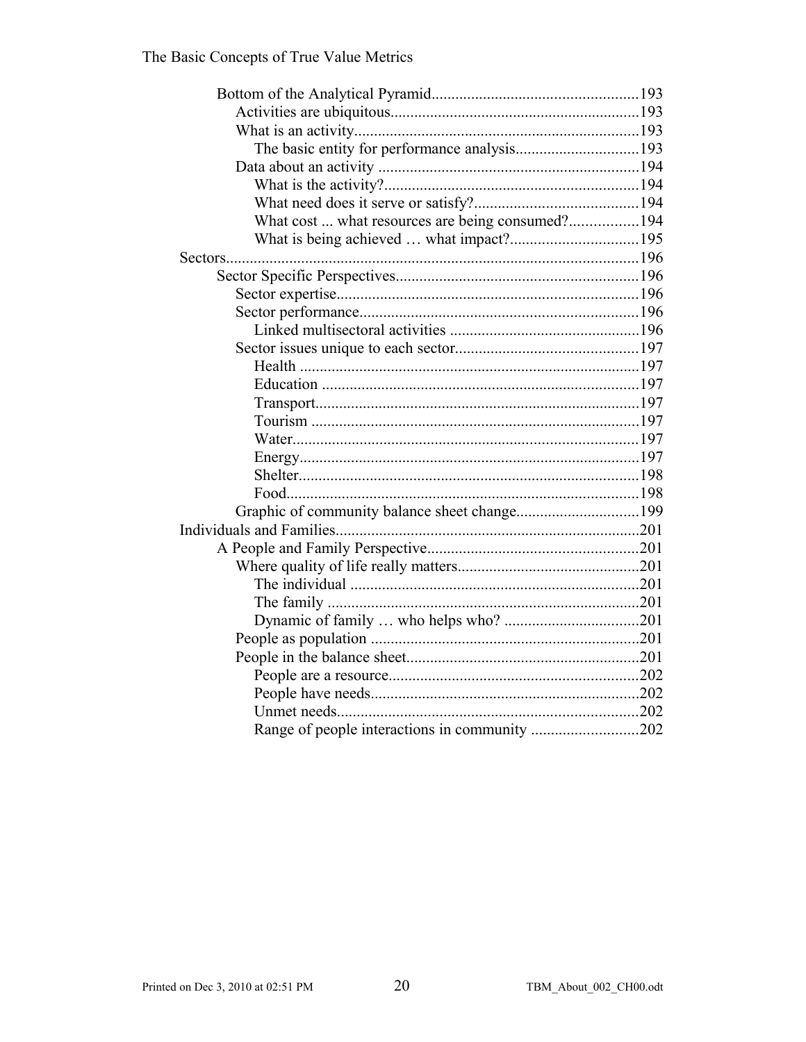- Bottom of the Analytical Pyramid....................................................193
  - Activities are ubiquitous..............................................................193
  - What is an activity.......................................................................193
    - The basic entity for performance analysis...............................193
  - Data about an activity ..................................................................194
    - What is the activity?................................................................194
    - What need does it serve or satisfy?.........................................194
    - What cost ... what resources are being consumed?.................194
    - What is being achieved … what impact?................................195
- Sectors.......................................................................................................196
  - Sector Specific Perspectives.............................................................196
    - Sector expertise............................................................................196
    - Sector performance......................................................................196
      - Linked multisectoral activities ................................................196
    - Sector issues unique to each sector..............................................197
      - Health ......................................................................................197
      - Education .................................................................................197
      - Transport..................................................................................197
      - Tourism ...................................................................................197
      - Water.......................................................................................197
      - Energy......................................................................................197
      - Shelter......................................................................................198
      - Food.........................................................................................198
    - Graphic of community balance sheet change...............................199
- Individuals and Families............................................................................201
  - A People and Family Perspective.....................................................201
    - Where quality of life really matters..............................................201
      - The individual .........................................................................201
      - The family ...............................................................................201
      - Dynamic of family … who helps who? ..................................201
    - People as population ....................................................................201
    - People in the balance sheet...........................................................201
      - People are a resource...............................................................202
      - People have needs....................................................................202
      - Unmet needs............................................................................202
      - Range of people interactions in community ...........................202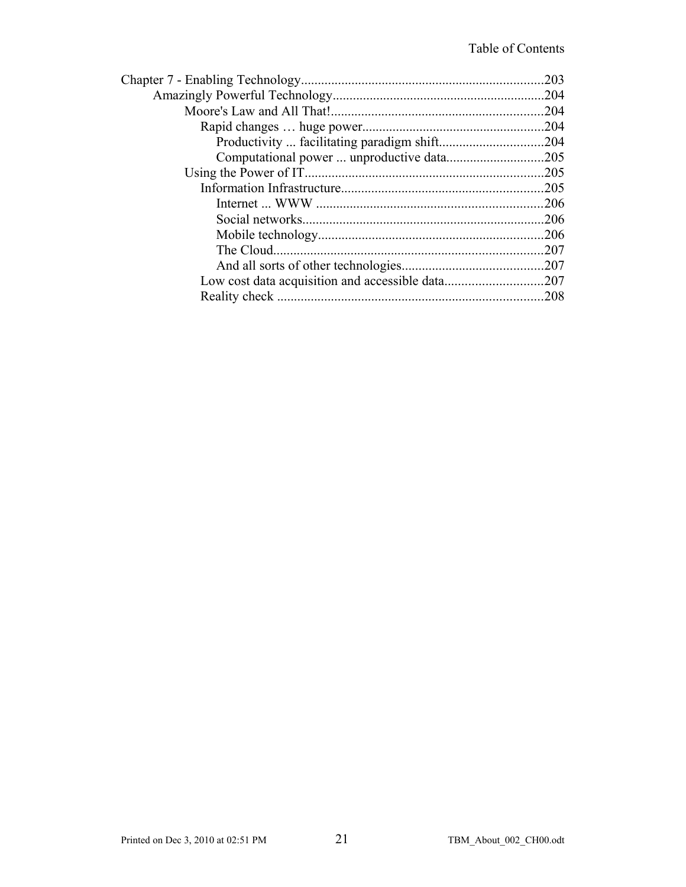Chapter 7 - Enabling Technology........................................................................203
- Amazingly Powerful Technology...............................................................204
  - Moore's Law and All That!...............................................................204
    - Rapid changes … huge power......................................................204
      - Productivity ... facilitating paradigm shift...............................204
      - Computational power ... unproductive data.............................205
  - Using the Power of IT.......................................................................205
    - Information Infrastructure............................................................205
      - Internet ... WWW ....................................................................206
      - Social networks........................................................................206
      - Mobile technology....................................................................206
      - The Cloud.................................................................................207
      - And all sorts of other technologies..........................................207
    - Low cost data acquisition and accessible data.............................207
    - Reality check ...............................................................................208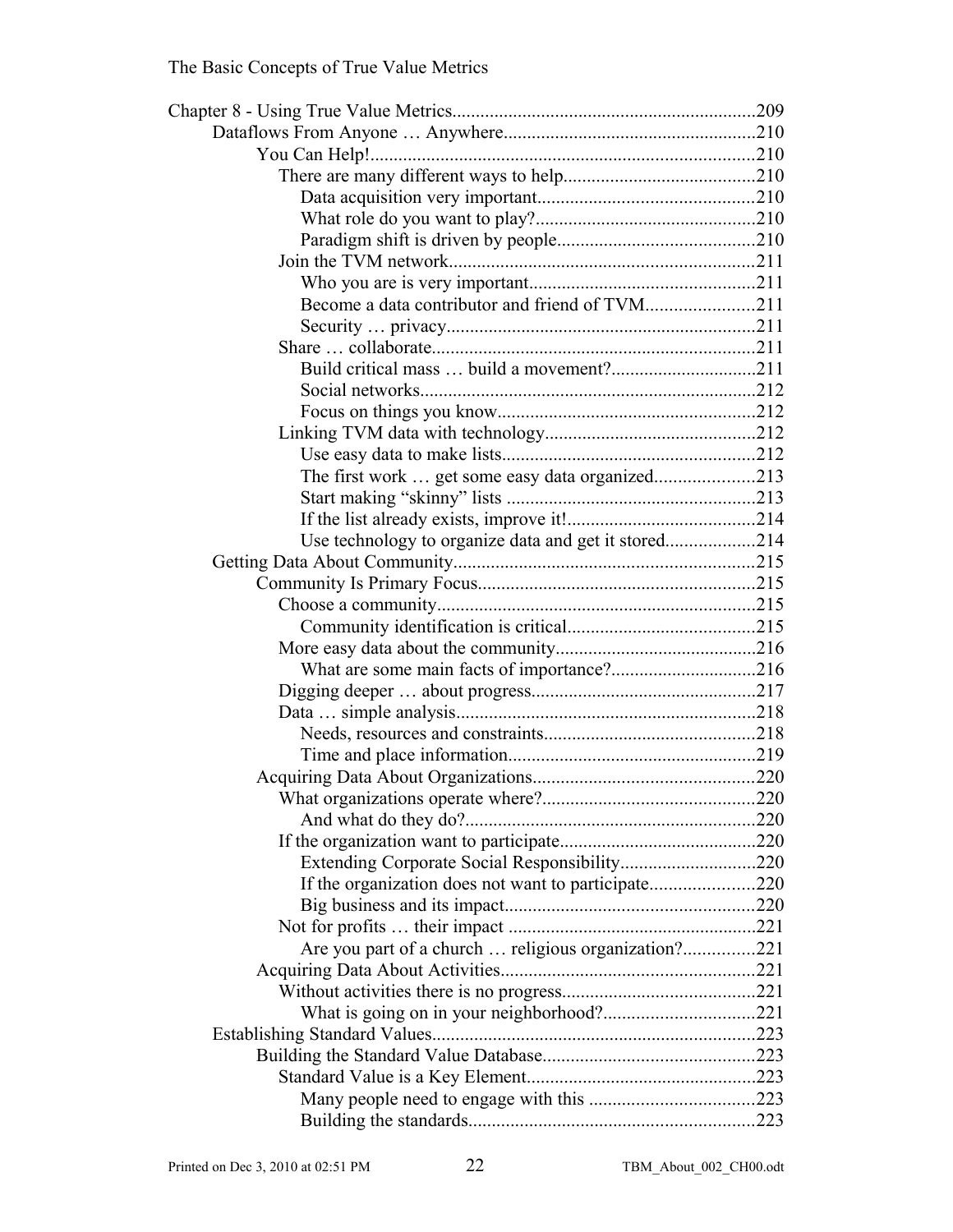Chapter 8 - Using True Value Metrics.....209
- Dataflows From Anyone … Anywhere.....210
  - You Can Help!.....210
    - There are many different ways to help.....210
      - Data acquisition very important.....210
      - What role do you want to play?.....210
      - Paradigm shift is driven by people.....210
    - Join the TVM network.....211
      - Who you are is very important.....211
      - Become a data contributor and friend of TVM.....211
      - Security … privacy.....211
    - Share … collaborate.....211
      - Build critical mass … build a movement?.....211
      - Social networks.....212
      - Focus on things you know.....212
    - Linking TVM data with technology.....212
      - Use easy data to make lists.....212
      - The first work … get some easy data organized.....213
      - Start making “skinny” lists.....213
      - If the list already exists, improve it!.....214
      - Use technology to organize data and get it stored.....214
- Getting Data About Community.....215
  - Community Is Primary Focus.....215
    - Choose a community.....215
      - Community identification is critical.....215
    - More easy data about the community.....216
      - What are some main facts of importance?.....216
    - Digging deeper … about progress.....217
    - Data … simple analysis.....218
      - Needs, resources and constraints.....218
      - Time and place information.....219
  - Acquiring Data About Organizations.....220
    - What organizations operate where?.....220
      - And what do they do?.....220
    - If the organization want to participate.....220
      - Extending Corporate Social Responsibility.....220
      - If the organization does not want to participate.....220
      - Big business and its impact.....220
    - Not for profits … their impact.....221
      - Are you part of a church … religious organization?.....221
  - Acquiring Data About Activities.....221
    - Without activities there is no progress.....221
      - What is going on in your neighborhood?.....221
- Establishing Standard Values.....223
  - Building the Standard Value Database.....223
    - Standard Value is a Key Element.....223
      - Many people need to engage with this.....223
      - Building the standards.....223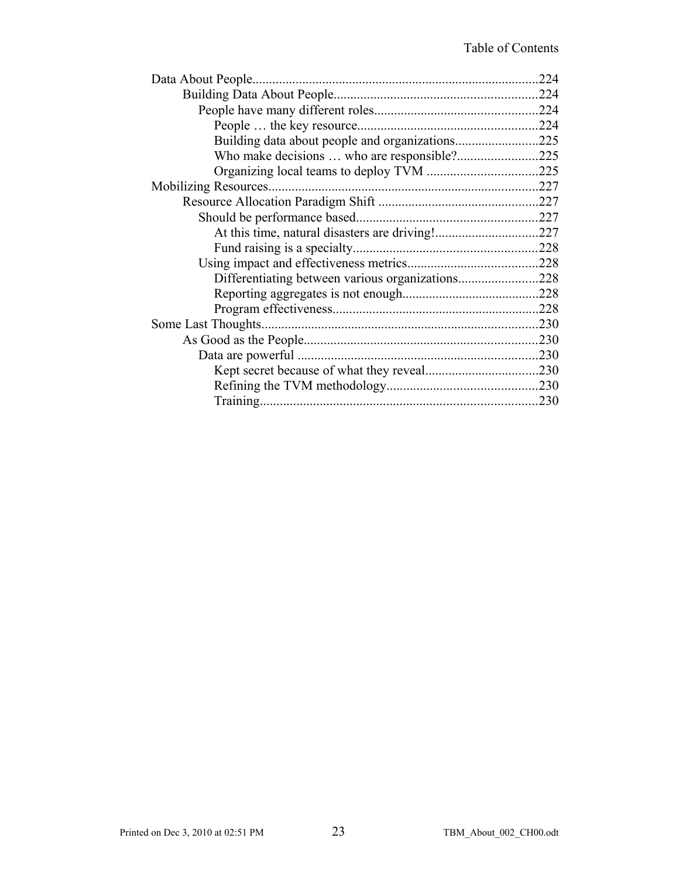Data About People.....................................................................................224

Building Data About People.............................................................224

People have many different roles.................................................224

People … the key resource......................................................224

Building data about people and organizations.........................225

Who make decisions … who are responsible?........................225

Organizing local teams to deploy TVM .................................225

Mobilizing Resources.................................................................................227

Resource Allocation Paradigm Shift ................................................227

Should be performance based.......................................................227

At this time, natural disasters are driving!...............................227

Fund raising is a specialty.......................................................228

Using impact and effectiveness metrics.......................................228

Differentiating between various organizations........................228

Reporting aggregates is not enough.........................................228

Program effectiveness..............................................................228

Some Last Thoughts...................................................................................230

As Good as the People......................................................................230

Data are powerful ........................................................................230

Kept secret because of what they reveal..................................230

Refining the TVM methodology.............................................230

Training...................................................................................230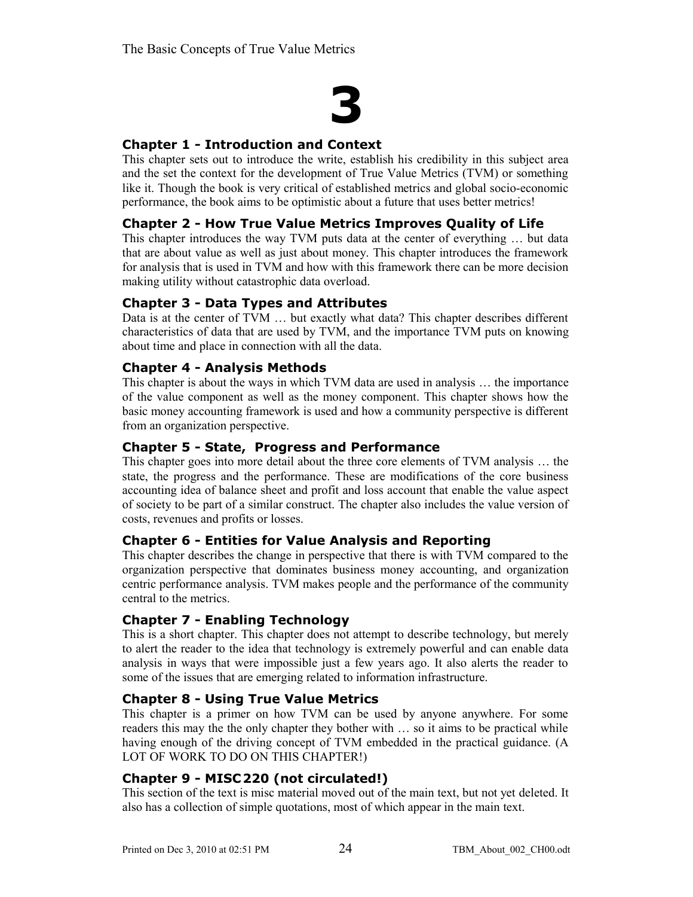# 3

## Chapter 1 - Introduction and Context

This chapter sets out to introduce the write, establish his credibility in this subject area and the set the context for the development of True Value Metrics (TVM) or something like it. Though the book is very critical of established metrics and global socio-economic performance, the book aims to be optimistic about a future that uses better metrics!

## Chapter 2 - How True Value Metrics Improves Quality of Life

This chapter introduces the way TVM puts data at the center of everything … but data that are about value as well as just about money. This chapter introduces the framework for analysis that is used in TVM and how with this framework there can be more decision making utility without catastrophic data overload.

## Chapter 3 - Data Types and Attributes

Data is at the center of TVM … but exactly what data? This chapter describes different characteristics of data that are used by TVM, and the importance TVM puts on knowing about time and place in connection with all the data.

## Chapter 4 - Analysis Methods

This chapter is about the ways in which TVM data are used in analysis … the importance of the value component as well as the money component. This chapter shows how the basic money accounting framework is used and how a community perspective is different from an organization perspective.

## Chapter 5 - State, Progress and Performance

This chapter goes into more detail about the three core elements of TVM analysis … the state, the progress and the performance. These are modifications of the core business accounting idea of balance sheet and profit and loss account that enable the value aspect of society to be part of a similar construct. The chapter also includes the value version of costs, revenues and profits or losses.

## Chapter 6 - Entities for Value Analysis and Reporting

This chapter describes the change in perspective that there is with TVM compared to the organization perspective that dominates business money accounting, and organization centric performance analysis. TVM makes people and the performance of the community central to the metrics.

## Chapter 7 - Enabling Technology

This is a short chapter. This chapter does not attempt to describe technology, but merely to alert the reader to the idea that technology is extremely powerful and can enable data analysis in ways that were impossible just a few years ago. It also alerts the reader to some of the issues that are emerging related to information infrastructure.

## Chapter 8 - Using True Value Metrics

This chapter is a primer on how TVM can be used by anyone anywhere. For some readers this may the the only chapter they bother with … so it aims to be practical while having enough of the driving concept of TVM embedded in the practical guidance. (A LOT OF WORK TO DO ON THIS CHAPTER!)

## Chapter 9 - MISC 220 (not circulated!)

This section of the text is misc material moved out of the main text, but not yet deleted. It also has a collection of simple quotations, most of which appear in the main text.